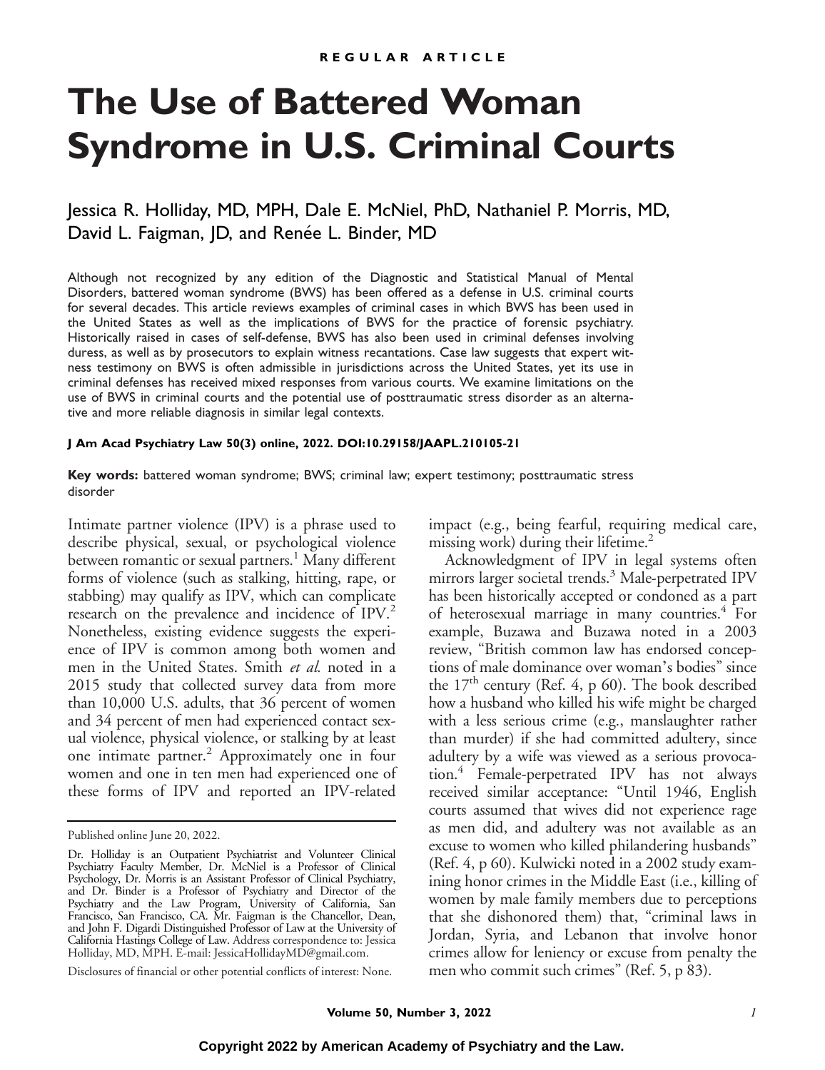REGULAR ARTICLE

# The Use of Battered Woman Syndrome in U.S. Criminal Courts

Jessica R. Holliday, MD, MPH, Dale E. McNiel, PhD, Nathaniel P. Morris, MD, David L. Faigman, JD, and Renée L. Binder, MD

Although not recognized by any edition of the Diagnostic and Statistical Manual of Mental Disorders, battered woman syndrome (BWS) has been offered as a defense in U.S. criminal courts for several decades. This article reviews examples of criminal cases in which BWS has been used in the United States as well as the implications of BWS for the practice of forensic psychiatry. Historically raised in cases of self-defense, BWS has also been used in criminal defenses involving duress, as well as by prosecutors to explain witness recantations. Case law suggests that expert witness testimony on BWS is often admissible in jurisdictions across the United States, yet its use in criminal defenses has received mixed responses from various courts. We examine limitations on the use of BWS in criminal courts and the potential use of posttraumatic stress disorder as an alternative and more reliable diagnosis in similar legal contexts.

**J Am Acad Psychiatry Law 50(3) online, 2022. DOI:10.29158/JAAPL.210105-21**

**Key words:** battered woman syndrome; BWS; criminal law; expert testimony; posttraumatic stress disorder

Intimate partner violence (IPV) is a phrase used to describe physical, sexual, or psychological violence between romantic or sexual partners.[1] Many different forms of violence (such as stalking, hitting, rape, or stabbing) may qualify as IPV, which can complicate research on the prevalence and incidence of IPV.[2] Nonetheless, existing evidence suggests the experience of IPV is common among both women and men in the United States. Smith *et al.* noted in a 2015 study that collected survey data from more than 10,000 U.S. adults, that 36 percent of women and 34 percent of men had experienced contact sexual violence, physical violence, or stalking by at least one intimate partner.[2] Approximately one in four women and one in ten men had experienced one of these forms of IPV and reported an IPV-related impact (e.g., being fearful, requiring medical care, missing work) during their lifetime.[2]

Acknowledgment of IPV in legal systems often mirrors larger societal trends.[3] Male-perpetrated IPV has been historically accepted or condoned as a part of heterosexual marriage in many countries.[4] For example, Buzawa and Buzawa noted in a 2003 review, "British common law has endorsed conceptions of male dominance over woman's bodies" since the 17th century (Ref. 4, p 60). The book described how a husband who killed his wife might be charged with a less serious crime (e.g., manslaughter rather than murder) if she had committed adultery, since adultery by a wife was viewed as a serious provocation.[4] Female-perpetrated IPV has not always received similar acceptance: "Until 1946, English courts assumed that wives did not experience rage as men did, and adultery was not available as an excuse to women who killed philandering husbands" (Ref. 4, p 60). Kulwicki noted in a 2002 study examining honor crimes in the Middle East (i.e., killing of women by male family members due to perceptions that she dishonored them) that, "criminal laws in Jordan, Syria, and Lebanon that involve honor crimes allow for leniency or excuse from penalty the men who commit such crimes" (Ref. 5, p 83).

---

Published online June 20, 2022.

Dr. Holliday is an Outpatient Psychiatrist and Volunteer Clinical Psychiatry Faculty Member, Dr. McNiel is a Professor of Clinical Psychology, Dr. Morris is an Assistant Professor of Clinical Psychiatry, and Dr. Binder is a Professor of Psychiatry and Director of the Psychiatry and the Law Program, University of California, San Francisco, San Francisco, CA. Mr. Faigman is the Chancellor, Dean, and John F. Digardi Distinguished Professor of Law at the University of California Hastings College of Law. Address correspondence to: Jessica Holliday, MD, MPH. E-mail: JessicaHollidayMD@gmail.com.

Disclosures of financial or other potential conflicts of interest: None.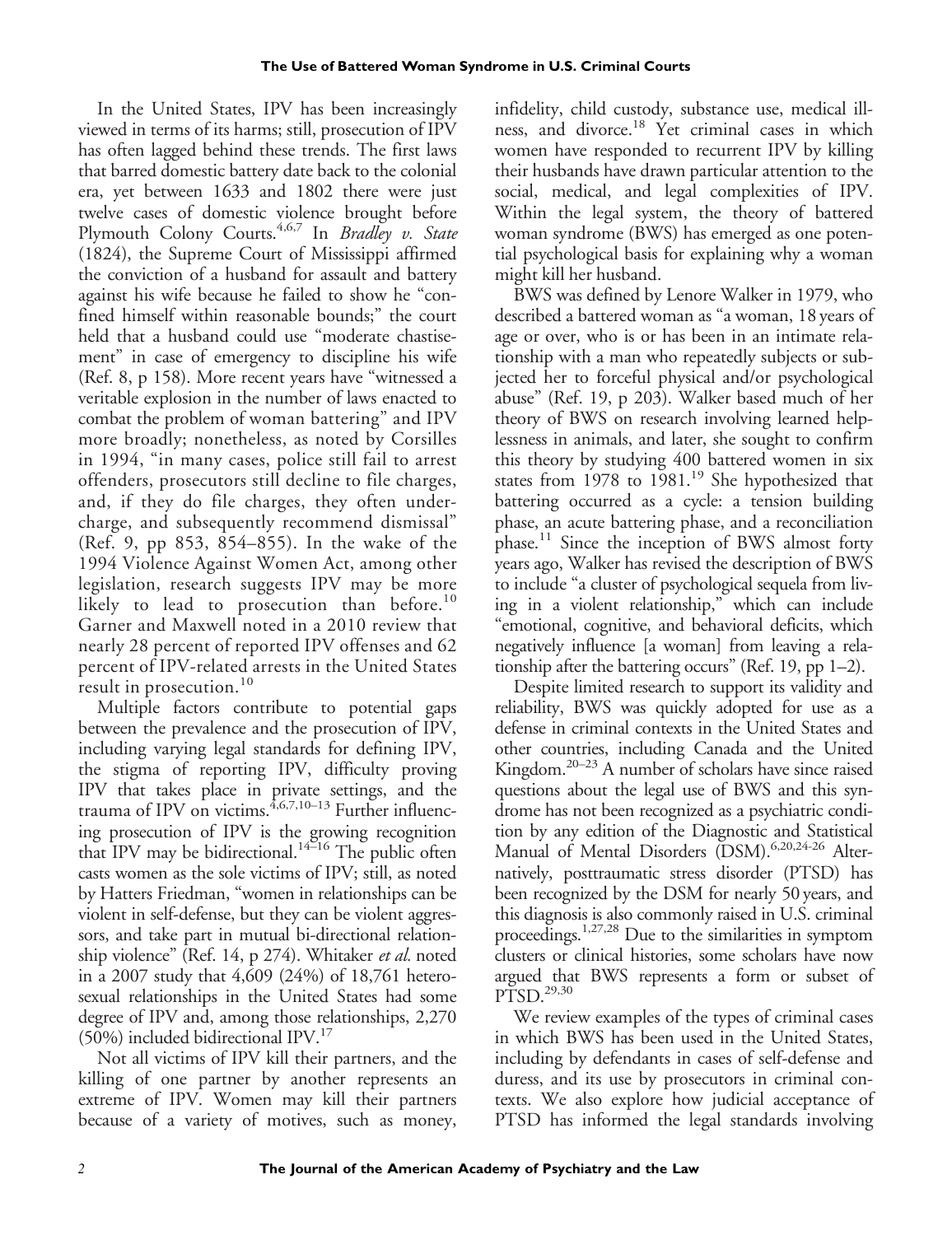In the United States, IPV has been increasingly viewed in terms of its harms; still, prosecution of IPV has often lagged behind these trends. The first laws that barred domestic battery date back to the colonial era, yet between 1633 and 1802 there were just twelve cases of domestic violence brought before Plymouth Colony Courts.[4,6,7] In *Bradley v. State* (1824), the Supreme Court of Mississippi affirmed the conviction of a husband for assault and battery against his wife because he failed to show he "confined himself within reasonable bounds;" the court held that a husband could use "moderate chastisement" in case of emergency to discipline his wife (Ref. 8, p 158). More recent years have "witnessed a veritable explosion in the number of laws enacted to combat the problem of woman battering" and IPV more broadly; nonetheless, as noted by Corsilles in 1994, "in many cases, police still fail to arrest offenders, prosecutors still decline to file charges, and, if they do file charges, they often undercharge, and subsequently recommend dismissal" (Ref. 9, pp 853, 854–855). In the wake of the 1994 Violence Against Women Act, among other legislation, research suggests IPV may be more likely to lead to prosecution than before.[10] Garner and Maxwell noted in a 2010 review that nearly 28 percent of reported IPV offenses and 62 percent of IPV-related arrests in the United States result in prosecution.[10]

Multiple factors contribute to potential gaps between the prevalence and the prosecution of IPV, including varying legal standards for defining IPV, the stigma of reporting IPV, difficulty proving IPV that takes place in private settings, and the trauma of IPV on victims.[4,6,7,10–13] Further influencing prosecution of IPV is the growing recognition that IPV may be bidirectional.[14–16] The public often casts women as the sole victims of IPV; still, as noted by Hatters Friedman, "women in relationships can be violent in self-defense, but they can be violent aggressors, and take part in mutual bi-directional relationship violence" (Ref. 14, p 274). Whitaker *et al.* noted in a 2007 study that 4,609 (24%) of 18,761 heterosexual relationships in the United States had some degree of IPV and, among those relationships, 2,270 (50%) included bidirectional IPV.[17]

Not all victims of IPV kill their partners, and the killing of one partner by another represents an extreme of IPV. Women may kill their partners because of a variety of motives, such as money, infidelity, child custody, substance use, medical illness, and divorce.[18] Yet criminal cases in which women have responded to recurrent IPV by killing their husbands have drawn particular attention to the social, medical, and legal complexities of IPV. Within the legal system, the theory of battered woman syndrome (BWS) has emerged as one potential psychological basis for explaining why a woman might kill her husband.

BWS was defined by Lenore Walker in 1979, who described a battered woman as "a woman, 18 years of age or over, who is or has been in an intimate relationship with a man who repeatedly subjects or subjected her to forceful physical and/or psychological abuse" (Ref. 19, p 203). Walker based much of her theory of BWS on research involving learned helplessness in animals, and later, she sought to confirm this theory by studying 400 battered women in six states from 1978 to 1981.[19] She hypothesized that battering occurred as a cycle: a tension building phase, an acute battering phase, and a reconciliation phase.[11] Since the inception of BWS almost forty years ago, Walker has revised the description of BWS to include "a cluster of psychological sequela from living in a violent relationship," which can include "emotional, cognitive, and behavioral deficits, which negatively influence [a woman] from leaving a relationship after the battering occurs" (Ref. 19, pp 1–2).

Despite limited research to support its validity and reliability, BWS was quickly adopted for use as a defense in criminal contexts in the United States and other countries, including Canada and the United Kingdom.[20–23] A number of scholars have since raised questions about the legal use of BWS and this syndrome has not been recognized as a psychiatric condition by any edition of the Diagnostic and Statistical Manual of Mental Disorders (DSM).[6,20,24-26] Alternatively, posttraumatic stress disorder (PTSD) has been recognized by the DSM for nearly 50 years, and this diagnosis is also commonly raised in U.S. criminal proceedings.[1,27,28] Due to the similarities in symptom clusters or clinical histories, some scholars have now argued that BWS represents a form or subset of PTSD.[29,30]

We review examples of the types of criminal cases in which BWS has been used in the United States, including by defendants in cases of self-defense and duress, and its use by prosecutors in criminal contexts. We also explore how judicial acceptance of PTSD has informed the legal standards involving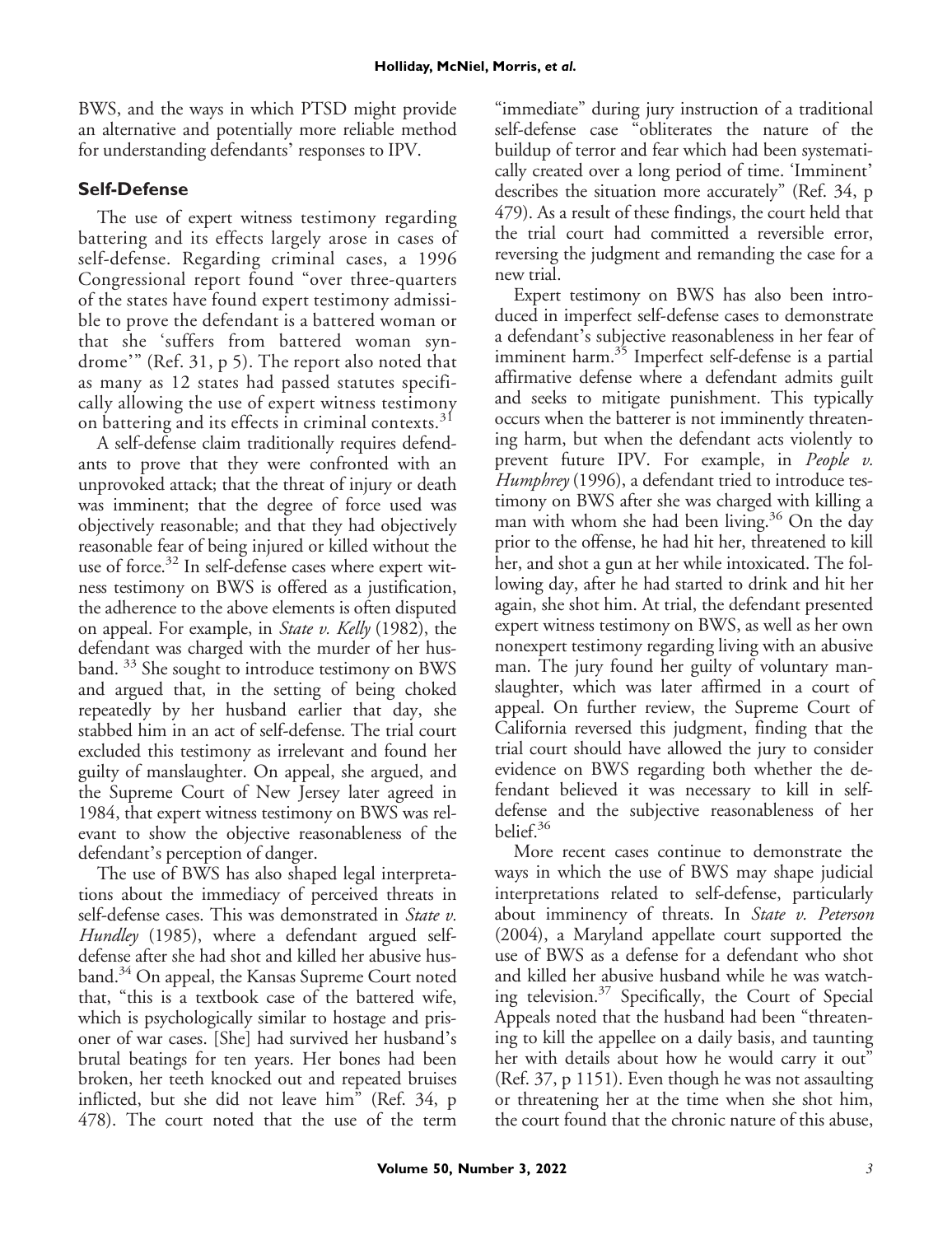BWS, and the ways in which PTSD might provide an alternative and potentially more reliable method for understanding defendants' responses to IPV.

## Self-Defense

The use of expert witness testimony regarding battering and its effects largely arose in cases of self-defense. Regarding criminal cases, a 1996 Congressional report found "over three-quarters of the states have found expert testimony admissible to prove the defendant is a battered woman or that she 'suffers from battered woman syndrome'" (Ref. 31, p 5). The report also noted that as many as 12 states had passed statutes specifically allowing the use of expert witness testimony on battering and its effects in criminal contexts.[31]

A self-defense claim traditionally requires defendants to prove that they were confronted with an unprovoked attack; that the threat of injury or death was imminent; that the degree of force used was objectively reasonable; and that they had objectively reasonable fear of being injured or killed without the use of force.[32] In self-defense cases where expert witness testimony on BWS is offered as a justification, the adherence to the above elements is often disputed on appeal. For example, in *State v. Kelly* (1982), the defendant was charged with the murder of her husband.[33] She sought to introduce testimony on BWS and argued that, in the setting of being choked repeatedly by her husband earlier that day, she stabbed him in an act of self-defense. The trial court excluded this testimony as irrelevant and found her guilty of manslaughter. On appeal, she argued, and the Supreme Court of New Jersey later agreed in 1984, that expert witness testimony on BWS was relevant to show the objective reasonableness of the defendant's perception of danger.

The use of BWS has also shaped legal interpretations about the immediacy of perceived threats in self-defense cases. This was demonstrated in *State v. Hundley* (1985), where a defendant argued self-defense after she had shot and killed her abusive husband.[34] On appeal, the Kansas Supreme Court noted that, "this is a textbook case of the battered wife, which is psychologically similar to hostage and prisoner of war cases. [She] had survived her husband's brutal beatings for ten years. Her bones had been broken, her teeth knocked out and repeated bruises inflicted, but she did not leave him" (Ref. 34, p 478). The court noted that the use of the term "immediate" during jury instruction of a traditional self-defense case "obliterates the nature of the buildup of terror and fear which had been systematically created over a long period of time. 'Imminent' describes the situation more accurately" (Ref. 34, p 479). As a result of these findings, the court held that the trial court had committed a reversible error, reversing the judgment and remanding the case for a new trial.

Expert testimony on BWS has also been introduced in imperfect self-defense cases to demonstrate a defendant's subjective reasonableness in her fear of imminent harm.[35] Imperfect self-defense is a partial affirmative defense where a defendant admits guilt and seeks to mitigate punishment. This typically occurs when the batterer is not imminently threatening harm, but when the defendant acts violently to prevent future IPV. For example, in *People v. Humphrey* (1996), a defendant tried to introduce testimony on BWS after she was charged with killing a man with whom she had been living.[36] On the day prior to the offense, he had hit her, threatened to kill her, and shot a gun at her while intoxicated. The following day, after he had started to drink and hit her again, she shot him. At trial, the defendant presented expert witness testimony on BWS, as well as her own nonexpert testimony regarding living with an abusive man. The jury found her guilty of voluntary manslaughter, which was later affirmed in a court of appeal. On further review, the Supreme Court of California reversed this judgment, finding that the trial court should have allowed the jury to consider evidence on BWS regarding both whether the defendant believed it was necessary to kill in self-defense and the subjective reasonableness of her belief.[36]

More recent cases continue to demonstrate the ways in which the use of BWS may shape judicial interpretations related to self-defense, particularly about imminency of threats. In *State v. Peterson* (2004), a Maryland appellate court supported the use of BWS as a defense for a defendant who shot and killed her abusive husband while he was watching television.[37] Specifically, the Court of Special Appeals noted that the husband had been "threatening to kill the appellee on a daily basis, and taunting her with details about how he would carry it out" (Ref. 37, p 1151). Even though he was not assaulting or threatening her at the time when she shot him, the court found that the chronic nature of this abuse,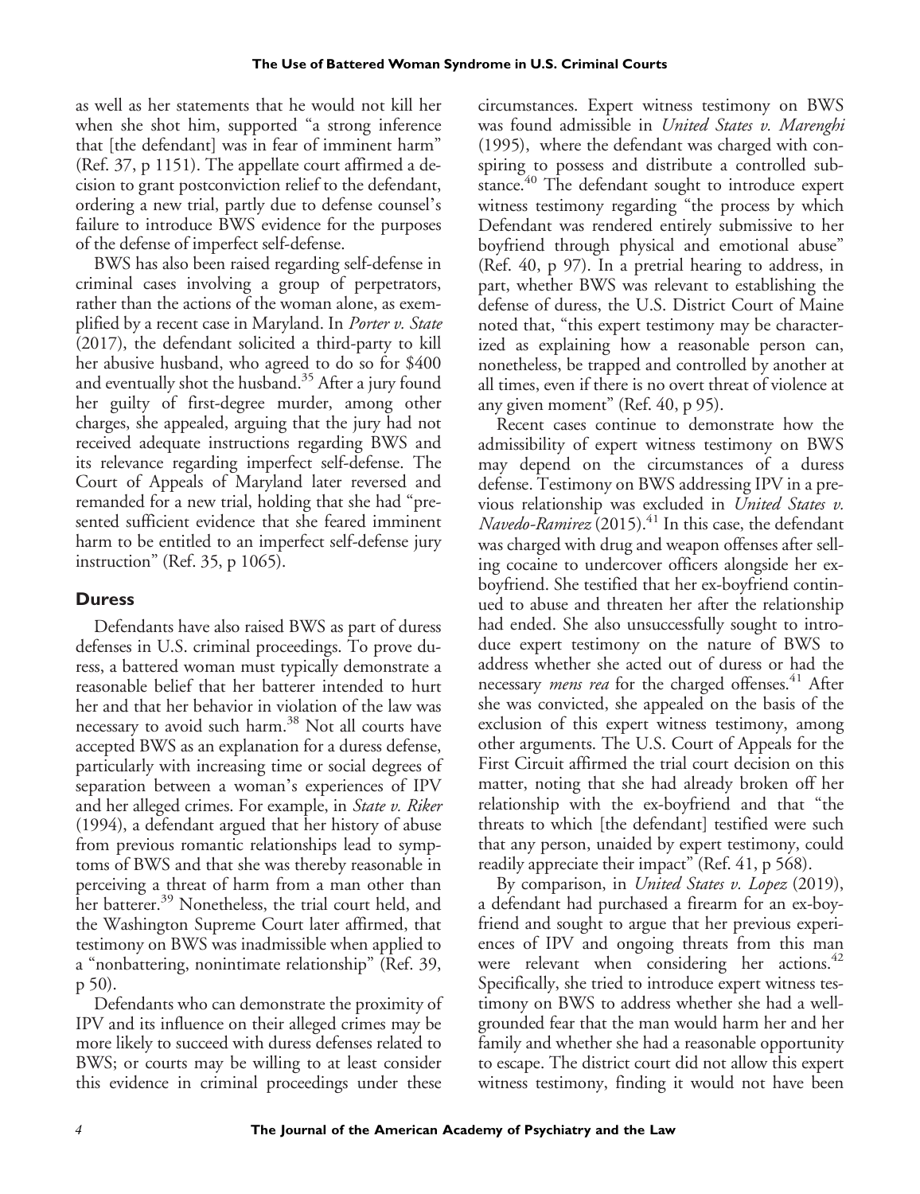as well as her statements that he would not kill her when she shot him, supported "a strong inference that [the defendant] was in fear of imminent harm" (Ref. 37, p 1151). The appellate court affirmed a decision to grant postconviction relief to the defendant, ordering a new trial, partly due to defense counsel's failure to introduce BWS evidence for the purposes of the defense of imperfect self-defense.

BWS has also been raised regarding self-defense in criminal cases involving a group of perpetrators, rather than the actions of the woman alone, as exemplified by a recent case in Maryland. In *Porter v. State* (2017), the defendant solicited a third-party to kill her abusive husband, who agreed to do so for $400 and eventually shot the husband.[35] After a jury found her guilty of first-degree murder, among other charges, she appealed, arguing that the jury had not received adequate instructions regarding BWS and its relevance regarding imperfect self-defense. The Court of Appeals of Maryland later reversed and remanded for a new trial, holding that she had "presented sufficient evidence that she feared imminent harm to be entitled to an imperfect self-defense jury instruction" (Ref. 35, p 1065).

## Duress

Defendants have also raised BWS as part of duress defenses in U.S. criminal proceedings. To prove duress, a battered woman must typically demonstrate a reasonable belief that her batterer intended to hurt her and that her behavior in violation of the law was necessary to avoid such harm.[38] Not all courts have accepted BWS as an explanation for a duress defense, particularly with increasing time or social degrees of separation between a woman's experiences of IPV and her alleged crimes. For example, in *State v. Riker* (1994), a defendant argued that her history of abuse from previous romantic relationships lead to symptoms of BWS and that she was thereby reasonable in perceiving a threat of harm from a man other than her batterer.[39] Nonetheless, the trial court held, and the Washington Supreme Court later affirmed, that testimony on BWS was inadmissible when applied to a "nonbattering, nonintimate relationship" (Ref. 39, p 50).

Defendants who can demonstrate the proximity of IPV and its influence on their alleged crimes may be more likely to succeed with duress defenses related to BWS; or courts may be willing to at least consider this evidence in criminal proceedings under these circumstances. Expert witness testimony on BWS was found admissible in *United States v. Marenghi* (1995), where the defendant was charged with conspiring to possess and distribute a controlled substance.[40] The defendant sought to introduce expert witness testimony regarding "the process by which Defendant was rendered entirely submissive to her boyfriend through physical and emotional abuse" (Ref. 40, p 97). In a pretrial hearing to address, in part, whether BWS was relevant to establishing the defense of duress, the U.S. District Court of Maine noted that, "this expert testimony may be characterized as explaining how a reasonable person can, nonetheless, be trapped and controlled by another at all times, even if there is no overt threat of violence at any given moment" (Ref. 40, p 95).

Recent cases continue to demonstrate how the admissibility of expert witness testimony on BWS may depend on the circumstances of a duress defense. Testimony on BWS addressing IPV in a previous relationship was excluded in *United States v. Navedo-Ramirez* (2015).[41] In this case, the defendant was charged with drug and weapon offenses after selling cocaine to undercover officers alongside her ex-boyfriend. She testified that her ex-boyfriend continued to abuse and threaten her after the relationship had ended. She also unsuccessfully sought to introduce expert testimony on the nature of BWS to address whether she acted out of duress or had the necessary *mens rea* for the charged offenses.[41] After she was convicted, she appealed on the basis of the exclusion of this expert witness testimony, among other arguments. The U.S. Court of Appeals for the First Circuit affirmed the trial court decision on this matter, noting that she had already broken off her relationship with the ex-boyfriend and that "the threats to which [the defendant] testified were such that any person, unaided by expert testimony, could readily appreciate their impact" (Ref. 41, p 568).

By comparison, in *United States v. Lopez* (2019), a defendant had purchased a firearm for an ex-boyfriend and sought to argue that her previous experiences of IPV and ongoing threats from this man were relevant when considering her actions.[42] Specifically, she tried to introduce expert witness testimony on BWS to address whether she had a well-grounded fear that the man would harm her and her family and whether she had a reasonable opportunity to escape. The district court did not allow this expert witness testimony, finding it would not have been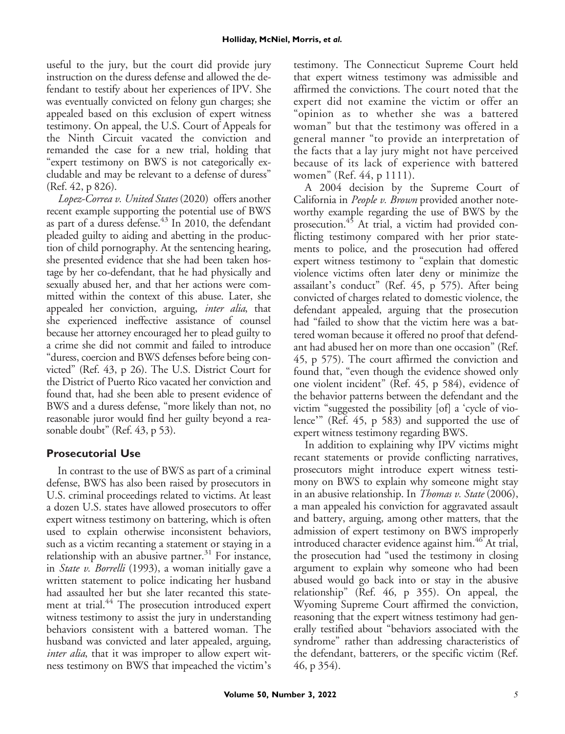useful to the jury, but the court did provide jury instruction on the duress defense and allowed the defendant to testify about her experiences of IPV. She was eventually convicted on felony gun charges; she appealed based on this exclusion of expert witness testimony. On appeal, the U.S. Court of Appeals for the Ninth Circuit vacated the conviction and remanded the case for a new trial, holding that "expert testimony on BWS is not categorically excludable and may be relevant to a defense of duress" (Ref. 42, p 826).

*Lopez-Correa v. United States* (2020) offers another recent example supporting the potential use of BWS as part of a duress defense.[43] In 2010, the defendant pleaded guilty to aiding and abetting in the production of child pornography. At the sentencing hearing, she presented evidence that she had been taken hostage by her co-defendant, that he had physically and sexually abused her, and that her actions were committed within the context of this abuse. Later, she appealed her conviction, arguing, *inter alia*, that she experienced ineffective assistance of counsel because her attorney encouraged her to plead guilty to a crime she did not commit and failed to introduce "duress, coercion and BWS defenses before being convicted" (Ref. 43, p 26). The U.S. District Court for the District of Puerto Rico vacated her conviction and found that, had she been able to present evidence of BWS and a duress defense, "more likely than not, no reasonable juror would find her guilty beyond a reasonable doubt" (Ref. 43, p 53).

## Prosecutorial Use

In contrast to the use of BWS as part of a criminal defense, BWS has also been raised by prosecutors in U.S. criminal proceedings related to victims. At least a dozen U.S. states have allowed prosecutors to offer expert witness testimony on battering, which is often used to explain otherwise inconsistent behaviors, such as a victim recanting a statement or staying in a relationship with an abusive partner.[31] For instance, in *State v. Borrelli* (1993), a woman initially gave a written statement to police indicating her husband had assaulted her but she later recanted this statement at trial.[44] The prosecution introduced expert witness testimony to assist the jury in understanding behaviors consistent with a battered woman. The husband was convicted and later appealed, arguing, *inter alia*, that it was improper to allow expert witness testimony on BWS that impeached the victim's testimony. The Connecticut Supreme Court held that expert witness testimony was admissible and affirmed the convictions. The court noted that the expert did not examine the victim or offer an "opinion as to whether she was a battered woman" but that the testimony was offered in a general manner "to provide an interpretation of the facts that a lay jury might not have perceived because of its lack of experience with battered women" (Ref. 44, p 1111).

A 2004 decision by the Supreme Court of California in *People v. Brown* provided another noteworthy example regarding the use of BWS by the prosecution.[45] At trial, a victim had provided conflicting testimony compared with her prior statements to police, and the prosecution had offered expert witness testimony to "explain that domestic violence victims often later deny or minimize the assailant's conduct" (Ref. 45, p 575). After being convicted of charges related to domestic violence, the defendant appealed, arguing that the prosecution had "failed to show that the victim here was a battered woman because it offered no proof that defendant had abused her on more than one occasion" (Ref. 45, p 575). The court affirmed the conviction and found that, "even though the evidence showed only one violent incident" (Ref. 45, p 584), evidence of the behavior patterns between the defendant and the victim "suggested the possibility [of] a 'cycle of violence'" (Ref. 45, p 583) and supported the use of expert witness testimony regarding BWS.

In addition to explaining why IPV victims might recant statements or provide conflicting narratives, prosecutors might introduce expert witness testimony on BWS to explain why someone might stay in an abusive relationship. In *Thomas v. State* (2006), a man appealed his conviction for aggravated assault and battery, arguing, among other matters, that the admission of expert testimony on BWS improperly introduced character evidence against him.[46] At trial, the prosecution had "used the testimony in closing argument to explain why someone who had been abused would go back into or stay in the abusive relationship" (Ref. 46, p 355). On appeal, the Wyoming Supreme Court affirmed the conviction, reasoning that the expert witness testimony had generally testified about "behaviors associated with the syndrome" rather than addressing characteristics of the defendant, batterers, or the specific victim (Ref. 46, p 354).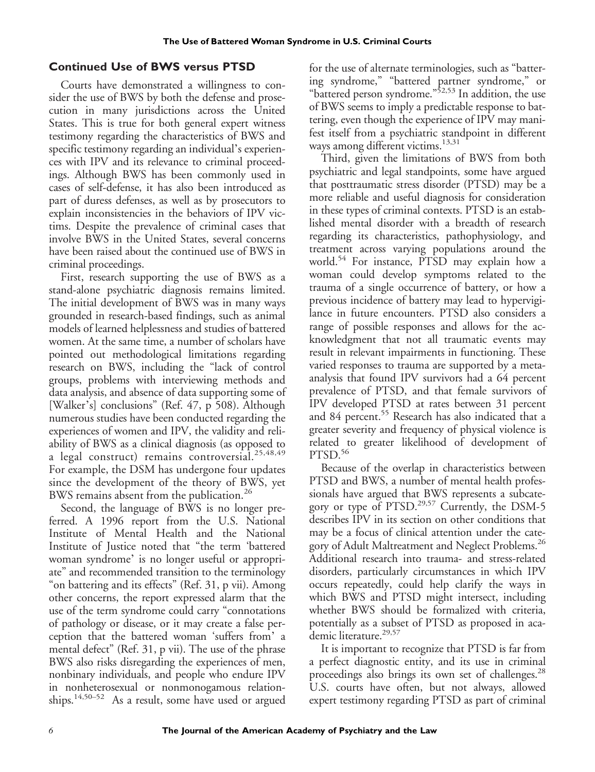## Continued Use of BWS versus PTSD

Courts have demonstrated a willingness to consider the use of BWS by both the defense and prosecution in many jurisdictions across the United States. This is true for both general expert witness testimony regarding the characteristics of BWS and specific testimony regarding an individual's experiences with IPV and its relevance to criminal proceedings. Although BWS has been commonly used in cases of self-defense, it has also been introduced as part of duress defenses, as well as by prosecutors to explain inconsistencies in the behaviors of IPV victims. Despite the prevalence of criminal cases that involve BWS in the United States, several concerns have been raised about the continued use of BWS in criminal proceedings.

First, research supporting the use of BWS as a stand-alone psychiatric diagnosis remains limited. The initial development of BWS was in many ways grounded in research-based findings, such as animal models of learned helplessness and studies of battered women. At the same time, a number of scholars have pointed out methodological limitations regarding research on BWS, including the "lack of control groups, problems with interviewing methods and data analysis, and absence of data supporting some of [Walker's] conclusions" (Ref. 47, p 508). Although numerous studies have been conducted regarding the experiences of women and IPV, the validity and reliability of BWS as a clinical diagnosis (as opposed to a legal construct) remains controversial.[25,48,49] For example, the DSM has undergone four updates since the development of the theory of BWS, yet BWS remains absent from the publication.[26]

Second, the language of BWS is no longer preferred. A 1996 report from the U.S. National Institute of Mental Health and the National Institute of Justice noted that "the term 'battered woman syndrome' is no longer useful or appropriate" and recommended transition to the terminology "on battering and its effects" (Ref. 31, p vii). Among other concerns, the report expressed alarm that the use of the term syndrome could carry "connotations of pathology or disease, or it may create a false perception that the battered woman 'suffers from' a mental defect" (Ref. 31, p vii). The use of the phrase BWS also risks disregarding the experiences of men, nonbinary individuals, and people who endure IPV in nonheterosexual or nonmonogamous relationships.[14,50–52] As a result, some have used or argued for the use of alternate terminologies, such as "battering syndrome," "battered partner syndrome," or "battered person syndrome."[52,53] In addition, the use of BWS seems to imply a predictable response to battering, even though the experience of IPV may manifest itself from a psychiatric standpoint in different ways among different victims.[13,31]

Third, given the limitations of BWS from both psychiatric and legal standpoints, some have argued that posttraumatic stress disorder (PTSD) may be a more reliable and useful diagnosis for consideration in these types of criminal contexts. PTSD is an established mental disorder with a breadth of research regarding its characteristics, pathophysiology, and treatment across varying populations around the world.[54] For instance, PTSD may explain how a woman could develop symptoms related to the trauma of a single occurrence of battery, or how a previous incidence of battery may lead to hypervigilance in future encounters. PTSD also considers a range of possible responses and allows for the acknowledgment that not all traumatic events may result in relevant impairments in functioning. These varied responses to trauma are supported by a meta-analysis that found IPV survivors had a 64 percent prevalence of PTSD, and that female survivors of IPV developed PTSD at rates between 31 percent and 84 percent.[55] Research has also indicated that a greater severity and frequency of physical violence is related to greater likelihood of development of PTSD.[56]

Because of the overlap in characteristics between PTSD and BWS, a number of mental health professionals have argued that BWS represents a subcategory or type of PTSD.[29,57] Currently, the DSM-5 describes IPV in its section on other conditions that may be a focus of clinical attention under the category of Adult Maltreatment and Neglect Problems.[26] Additional research into trauma- and stress-related disorders, particularly circumstances in which IPV occurs repeatedly, could help clarify the ways in which BWS and PTSD might intersect, including whether BWS should be formalized with criteria, potentially as a subset of PTSD as proposed in academic literature.[29,57]

It is important to recognize that PTSD is far from a perfect diagnostic entity, and its use in criminal proceedings also brings its own set of challenges.[28] U.S. courts have often, but not always, allowed expert testimony regarding PTSD as part of criminal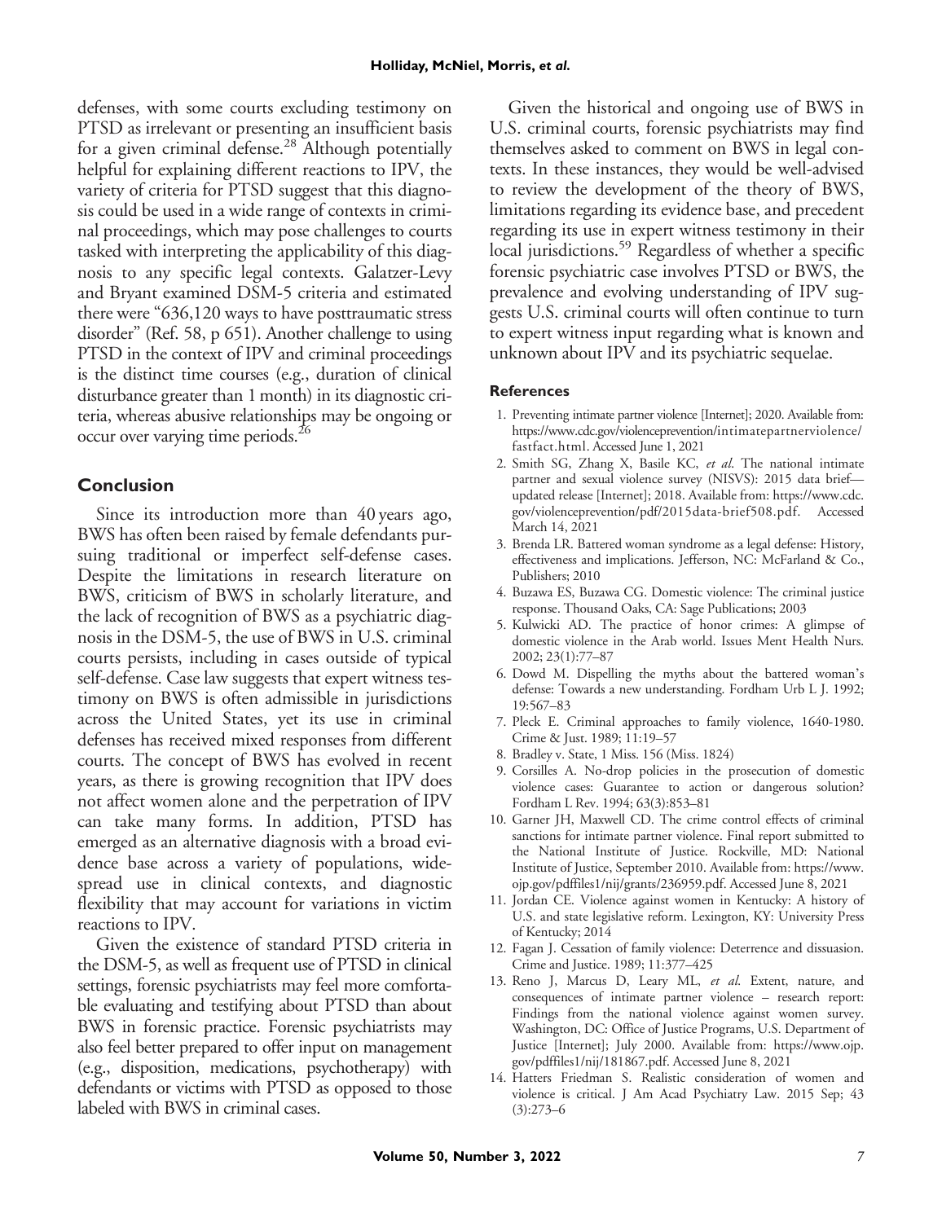defenses, with some courts excluding testimony on PTSD as irrelevant or presenting an insufficient basis for a given criminal defense.[28] Although potentially helpful for explaining different reactions to IPV, the variety of criteria for PTSD suggest that this diagnosis could be used in a wide range of contexts in criminal proceedings, which may pose challenges to courts tasked with interpreting the applicability of this diagnosis to any specific legal contexts. Galatzer-Levy and Bryant examined DSM-5 criteria and estimated there were "636,120 ways to have posttraumatic stress disorder" (Ref. 58, p 651). Another challenge to using PTSD in the context of IPV and criminal proceedings is the distinct time courses (e.g., duration of clinical disturbance greater than 1 month) in its diagnostic criteria, whereas abusive relationships may be ongoing or occur over varying time periods.[26]

## Conclusion

Since its introduction more than 40 years ago, BWS has often been raised by female defendants pursuing traditional or imperfect self-defense cases. Despite the limitations in research literature on BWS, criticism of BWS in scholarly literature, and the lack of recognition of BWS as a psychiatric diagnosis in the DSM-5, the use of BWS in U.S. criminal courts persists, including in cases outside of typical self-defense. Case law suggests that expert witness testimony on BWS is often admissible in jurisdictions across the United States, yet its use in criminal defenses has received mixed responses from different courts. The concept of BWS has evolved in recent years, as there is growing recognition that IPV does not affect women alone and the perpetration of IPV can take many forms. In addition, PTSD has emerged as an alternative diagnosis with a broad evidence base across a variety of populations, widespread use in clinical contexts, and diagnostic flexibility that may account for variations in victim reactions to IPV.

Given the existence of standard PTSD criteria in the DSM-5, as well as frequent use of PTSD in clinical settings, forensic psychiatrists may feel more comfortable evaluating and testifying about PTSD than about BWS in forensic practice. Forensic psychiatrists may also feel better prepared to offer input on management (e.g., disposition, medications, psychotherapy) with defendants or victims with PTSD as opposed to those labeled with BWS in criminal cases.

Given the historical and ongoing use of BWS in U.S. criminal courts, forensic psychiatrists may find themselves asked to comment on BWS in legal contexts. In these instances, they would be well-advised to review the development of the theory of BWS, limitations regarding its evidence base, and precedent regarding its use in expert witness testimony in their local jurisdictions.[59] Regardless of whether a specific forensic psychiatric case involves PTSD or BWS, the prevalence and evolving understanding of IPV suggests U.S. criminal courts will often continue to turn to expert witness input regarding what is known and unknown about IPV and its psychiatric sequelae.

### References

1. Preventing intimate partner violence [Internet]; 2020. Available from: https://www.cdc.gov/violenceprevention/intimatepartnerviolence/fastfact.html. Accessed June 1, 2021
2. Smith SG, Zhang X, Basile KC, *et al*. The national intimate partner and sexual violence survey (NISVS): 2015 data brief—updated release [Internet]; 2018. Available from: https://www.cdc.gov/violenceprevention/pdf/2015data-brief508.pdf. Accessed March 14, 2021
3. Brenda LR. Battered woman syndrome as a legal defense: History, effectiveness and implications. Jefferson, NC: McFarland & Co., Publishers; 2010
4. Buzawa ES, Buzawa CG. Domestic violence: The criminal justice response. Thousand Oaks, CA: Sage Publications; 2003
5. Kulwicki AD. The practice of honor crimes: A glimpse of domestic violence in the Arab world. Issues Ment Health Nurs. 2002; 23(1):77–87
6. Dowd M. Dispelling the myths about the battered woman's defense: Towards a new understanding. Fordham Urb L J. 1992; 19:567–83
7. Pleck E. Criminal approaches to family violence, 1640-1980. Crime & Just. 1989; 11:19–57
8. Bradley v. State, 1 Miss. 156 (Miss. 1824)
9. Corsilles A. No-drop policies in the prosecution of domestic violence cases: Guarantee to action or dangerous solution? Fordham L Rev. 1994; 63(3):853–81
10. Garner JH, Maxwell CD. The crime control effects of criminal sanctions for intimate partner violence. Final report submitted to the National Institute of Justice. Rockville, MD: National Institute of Justice, September 2010. Available from: https://www.ojp.gov/pdffiles1/nij/grants/236959.pdf. Accessed June 8, 2021
11. Jordan CE. Violence against women in Kentucky: A history of U.S. and state legislative reform. Lexington, KY: University Press of Kentucky; 2014
12. Fagan J. Cessation of family violence: Deterrence and dissuasion. Crime and Justice. 1989; 11:377–425
13. Reno J, Marcus D, Leary ML, *et al*. Extent, nature, and consequences of intimate partner violence – research report: Findings from the national violence against women survey. Washington, DC: Office of Justice Programs, U.S. Department of Justice [Internet]; July 2000. Available from: https://www.ojp.gov/pdffiles1/nij/181867.pdf. Accessed June 8, 2021
14. Hatters Friedman S. Realistic consideration of women and violence is critical. J Am Acad Psychiatry Law. 2015 Sep; 43 (3):273–6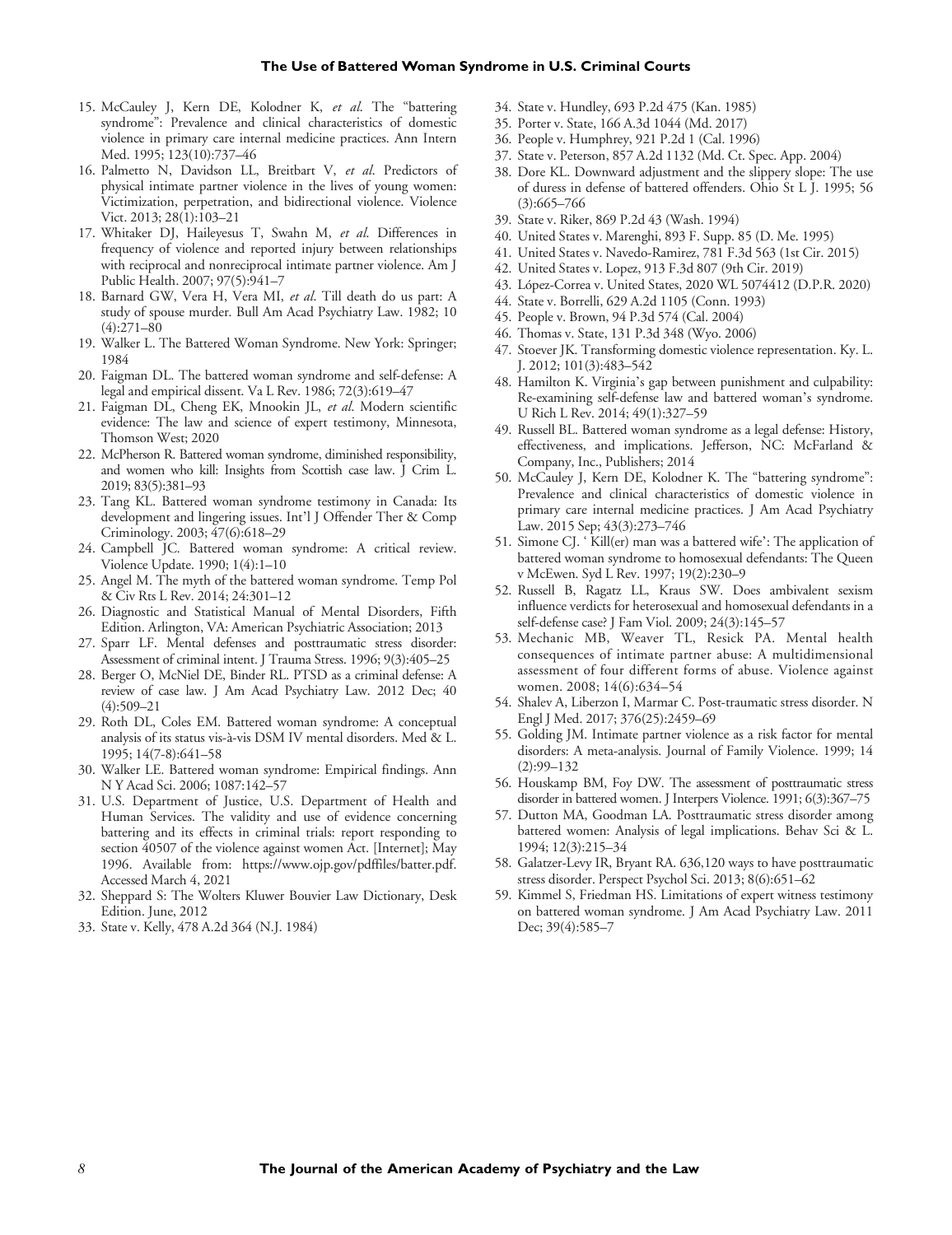15. McCauley J, Kern DE, Kolodner K, *et al*. The "battering syndrome": Prevalence and clinical characteristics of domestic violence in primary care internal medicine practices. Ann Intern Med. 1995; 123(10):737–46
16. Palmetto N, Davidson LL, Breitbart V, *et al*. Predictors of physical intimate partner violence in the lives of young women: Victimization, perpetration, and bidirectional violence. Violence Vict. 2013; 28(1):103–21
17. Whitaker DJ, Haileyesus T, Swahn M, *et al*. Differences in frequency of violence and reported injury between relationships with reciprocal and nonreciprocal intimate partner violence. Am J Public Health. 2007; 97(5):941–7
18. Barnard GW, Vera H, Vera MI, *et al*. Till death do us part: A study of spouse murder. Bull Am Acad Psychiatry Law. 1982; 10 (4):271–80
19. Walker L. The Battered Woman Syndrome. New York: Springer; 1984
20. Faigman DL. The battered woman syndrome and self-defense: A legal and empirical dissent. Va L Rev. 1986; 72(3):619–47
21. Faigman DL, Cheng EK, Mnookin JL, *et al*. Modern scientific evidence: The law and science of expert testimony, Minnesota, Thomson West; 2020
22. McPherson R. Battered woman syndrome, diminished responsibility, and women who kill: Insights from Scottish case law. J Crim L. 2019; 83(5):381–93
23. Tang KL. Battered woman syndrome testimony in Canada: Its development and lingering issues. Int'l J Offender Ther & Comp Criminology. 2003; 47(6):618–29
24. Campbell JC. Battered woman syndrome: A critical review. Violence Update. 1990; 1(4):1–10
25. Angel M. The myth of the battered woman syndrome. Temp Pol & Civ Rts L Rev. 2014; 24:301–12
26. Diagnostic and Statistical Manual of Mental Disorders, Fifth Edition. Arlington, VA: American Psychiatric Association; 2013
27. Sparr LF. Mental defenses and posttraumatic stress disorder: Assessment of criminal intent. J Trauma Stress. 1996; 9(3):405–25
28. Berger O, McNiel DE, Binder RL. PTSD as a criminal defense: A review of case law. J Am Acad Psychiatry Law. 2012 Dec; 40 (4):509–21
29. Roth DL, Coles EM. Battered woman syndrome: A conceptual analysis of its status vis-à-vis DSM IV mental disorders. Med & L. 1995; 14(7-8):641–58
30. Walker LE. Battered woman syndrome: Empirical findings. Ann N Y Acad Sci. 2006; 1087:142–57
31. U.S. Department of Justice, U.S. Department of Health and Human Services. The validity and use of evidence concerning battering and its effects in criminal trials: report responding to section 40507 of the violence against women Act. [Internet]; May 1996. Available from: https://www.ojp.gov/pdffiles/batter.pdf. Accessed March 4, 2021
32. Sheppard S: The Wolters Kluwer Bouvier Law Dictionary, Desk Edition. June, 2012
33. State v. Kelly, 478 A.2d 364 (N.J. 1984)
34. State v. Hundley, 693 P.2d 475 (Kan. 1985)
35. Porter v. State, 166 A.3d 1044 (Md. 2017)
36. People v. Humphrey, 921 P.2d 1 (Cal. 1996)
37. State v. Peterson, 857 A.2d 1132 (Md. Ct. Spec. App. 2004)
38. Dore KL. Downward adjustment and the slippery slope: The use of duress in defense of battered offenders. Ohio St L J. 1995; 56 (3):665–766
39. State v. Riker, 869 P.2d 43 (Wash. 1994)
40. United States v. Marenghi, 893 F. Supp. 85 (D. Me. 1995)
41. United States v. Navedo-Ramirez, 781 F.3d 563 (1st Cir. 2015)
42. United States v. Lopez, 913 F.3d 807 (9th Cir. 2019)
43. López-Correa v. United States, 2020 WL 5074412 (D.P.R. 2020)
44. State v. Borrelli, 629 A.2d 1105 (Conn. 1993)
45. People v. Brown, 94 P.3d 574 (Cal. 2004)
46. Thomas v. State, 131 P.3d 348 (Wyo. 2006)
47. Stoever JK. Transforming domestic violence representation. Ky. L. J. 2012; 101(3):483–542
48. Hamilton K. Virginia's gap between punishment and culpability: Re-examining self-defense law and battered woman's syndrome. U Rich L Rev. 2014; 49(1):327–59
49. Russell BL. Battered woman syndrome as a legal defense: History, effectiveness, and implications. Jefferson, NC: McFarland & Company, Inc., Publishers; 2014
50. McCauley J, Kern DE, Kolodner K. The "battering syndrome": Prevalence and clinical characteristics of domestic violence in primary care internal medicine practices. J Am Acad Psychiatry Law. 2015 Sep; 43(3):273–746
51. Simone CJ. ' Kill(er) man was a battered wife': The application of battered woman syndrome to homosexual defendants: The Queen v McEwen. Syd L Rev. 1997; 19(2):230–9
52. Russell B, Ragatz LL, Kraus SW. Does ambivalent sexism influence verdicts for heterosexual and homosexual defendants in a self-defense case? J Fam Viol. 2009; 24(3):145–57
53. Mechanic MB, Weaver TL, Resick PA. Mental health consequences of intimate partner abuse: A multidimensional assessment of four different forms of abuse. Violence against women. 2008; 14(6):634–54
54. Shalev A, Liberzon I, Marmar C. Post-traumatic stress disorder. N Engl J Med. 2017; 376(25):2459–69
55. Golding JM. Intimate partner violence as a risk factor for mental disorders: A meta-analysis. Journal of Family Violence. 1999; 14 (2):99–132
56. Houskamp BM, Foy DW. The assessment of posttraumatic stress disorder in battered women. J Interpers Violence. 1991; 6(3):367–75
57. Dutton MA, Goodman LA. Posttraumatic stress disorder among battered women: Analysis of legal implications. Behav Sci & L. 1994; 12(3):215–34
58. Galatzer-Levy IR, Bryant RA. 636,120 ways to have posttraumatic stress disorder. Perspect Psychol Sci. 2013; 8(6):651–62
59. Kimmel S, Friedman HS. Limitations of expert witness testimony on battered woman syndrome. J Am Acad Psychiatry Law. 2011 Dec; 39(4):585–7